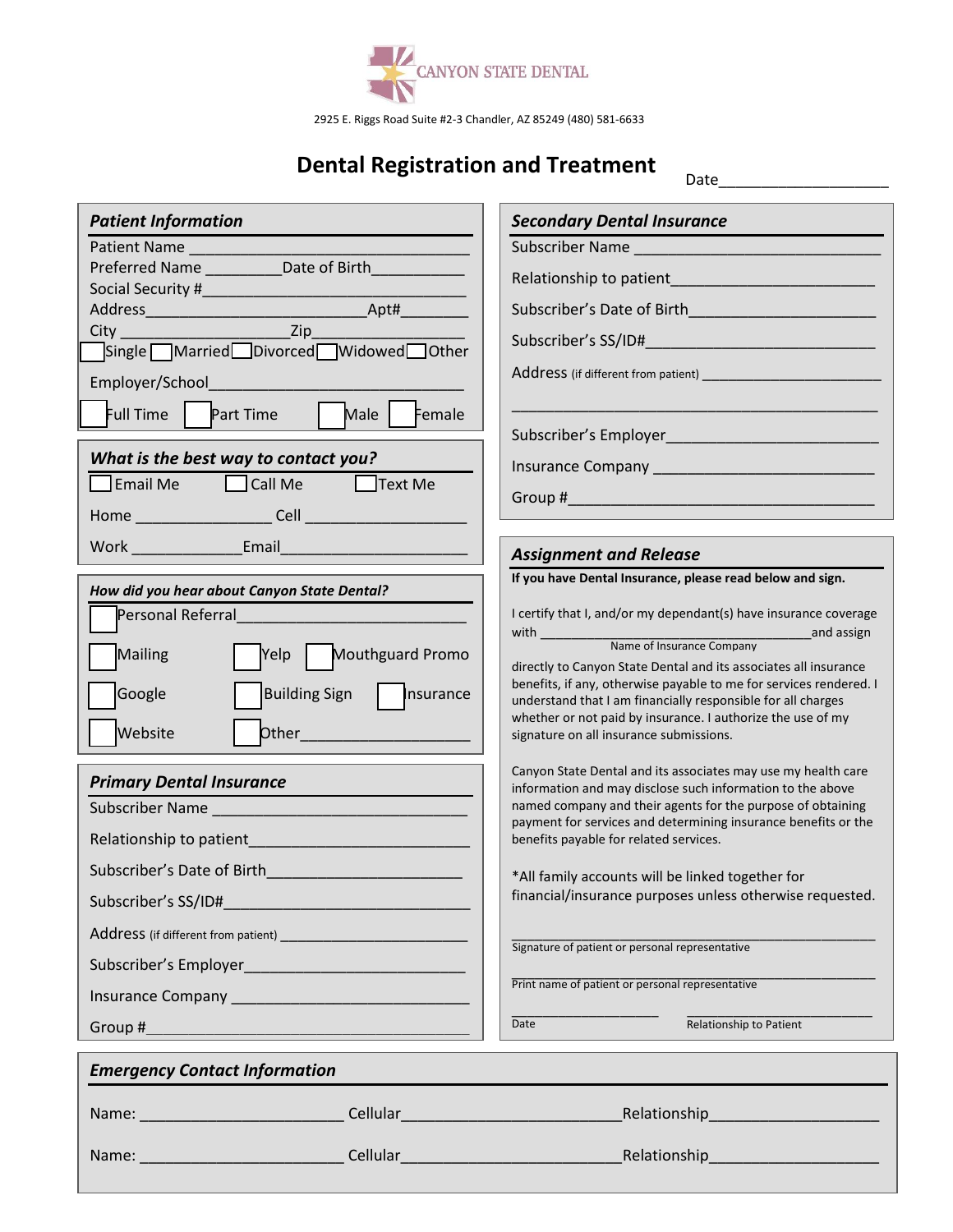CANYON STATE DENTAL

2925 E. Riggs Road Suite #2-3 Chandler, AZ 85249 (480) 581-6633

# Dental Registration and Treatment

Date____________________

## *Patient Information*

Patient Name ________________________________

Preferred Name _________ Date of Birth___________

Social Security #______________________________

Address___________________________ Apt#________

City ______________________ Zip________________

☐ Single ☐ Married ☐ Divorced ☐ Widowed ☐ Other

Employer/School______________________________

☐ Full Time ☐ Part Time ☐ Male ☐ Female

## *What is the best way to contact you?*

☐ Email Me ☐ Call Me ☐ Text Me

Home ________________ Cell ___________________

Work ______________ Email______________________

## *How did you hear about Canyon State Dental?*

☐ Personal Referral___________________________

☐ Mailing ☐ Yelp ☐ Mouthguard Promo

☐ Google ☐ Building Sign ☐ Insurance

☐ Website ☐ Other____________________

## *Primary Dental Insurance*

Subscriber Name ______________________________

Relationship to patient_________________________

Subscriber's Date of Birth______________________

Subscriber's SS/ID#____________________________

Address (if different from patient) ______________________

Subscriber's Employer_________________________

Insurance Company ___________________________

Group #_____________________________________

## *Secondary Dental Insurance*

Subscriber Name ______________________________

Relationship to patient_________________________

Subscriber's Date of Birth______________________

Subscriber's SS/ID#____________________________

Address (if different from patient) ______________________

_____________________________________________

Subscriber's Employer_________________________

Insurance Company ___________________________

Group #_____________________________________

## *Assignment and Release*

**If you have Dental Insurance, please read below and sign.**

I certify that I, and/or my dependant(s) have insurance coverage with ________________________________ and assign
Name of Insurance Company
directly to Canyon State Dental and its associates all insurance benefits, if any, otherwise payable to me for services rendered. I understand that I am financially responsible for all charges whether or not paid by insurance. I authorize the use of my signature on all insurance submissions.

Canyon State Dental and its associates may use my health care information and may disclose such information to the above named company and their agents for the purpose of obtaining payment for services and determining insurance benefits or the benefits payable for related services.

*All family accounts will be linked together for financial/insurance purposes unless otherwise requested.

_____________________________________________
Signature of patient or personal representative

_____________________________________________
Print name of patient or personal representative

__________________ ____________________
Date Relationship to Patient

## *Emergency Contact Information*

Name: ______________________ Cellular________________________ Relationship___________________

Name: ______________________ Cellular________________________ Relationship___________________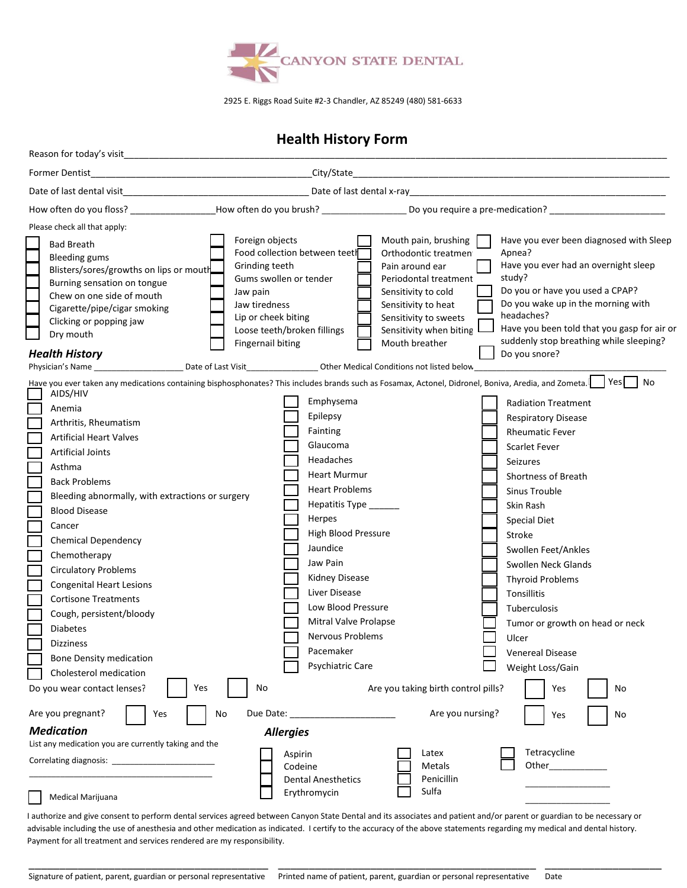CANYON STATE DENTAL

2925 E. Riggs Road Suite #2-3 Chandler, AZ 85249 (480) 581-6633

# Health History Form

Reason for today's visit_______________________________________________________________________________

Former Dentist_________________________________________City/State______________________________________________

Date of last dental visit___________________________________ Date of last dental x-ray_________________________________________

How often do you floss? ________________How often do you brush? ________________ Do you require a pre-medication? ______________________

Please check all that apply:

- ☐ Bad Breath
- ☐ Bleeding gums
- ☐ Blisters/sores/growths on lips or mouth
- ☐ Burning sensation on tongue
- ☐ Chew on one side of mouth
- ☐ Cigarette/pipe/cigar smoking
- ☐ Clicking or popping jaw
- ☐ Dry mouth
- ☐ Foreign objects
- ☐ Food collection between teeth
- ☐ Grinding teeth
- ☐ Gums swollen or tender
- ☐ Jaw pain
- ☐ Jaw tiredness
- ☐ Lip or cheek biting
- ☐ Loose teeth/broken fillings
- ☐ Fingernail biting
- ☐ Mouth pain, brushing
- ☐ Orthodontic treatment
- ☐ Pain around ear
- ☐ Periodontal treatment
- ☐ Sensitivity to cold
- ☐ Sensitivity to heat
- ☐ Sensitivity to sweets
- ☐ Sensitivity when biting
- ☐ Mouth breather
- ☐ Have you ever been diagnosed with Sleep Apnea?
- ☐ Have you ever had an overnight sleep study?
- ☐ Do you or have you used a CPAP?
- ☐ Do you wake up in the morning with headaches?
- ☐ Have you been told that you gasp for air or suddenly stop breathing while sleeping?
- ☐ Do you snore?

## *Health History*

Physician's Name ____________________ Date of Last Visit_______________ Other Medical Conditions not listed below_______________________________

Have you ever taken any medications containing bisphosphonates? This includes brands such as Fosamax, Actonel, Didronel, Boniva, Aredia, and Zometa. ☐ Yes ☐ No

- ☐ AIDS/HIV
- ☐ Anemia
- ☐ Arthritis, Rheumatism
- ☐ Artificial Heart Valves
- ☐ Artificial Joints
- ☐ Asthma
- ☐ Back Problems
- ☐ Bleeding abnormally, with extractions or surgery
- ☐ Blood Disease
- ☐ Cancer
- ☐ Chemical Dependency
- ☐ Chemotherapy
- ☐ Circulatory Problems
- ☐ Congenital Heart Lesions
- ☐ Cortisone Treatments
- ☐ Cough, persistent/bloody
- ☐ Diabetes
- ☐ Dizziness
- ☐ Bone Density medication
- ☐ Cholesterol medication
- ☐ Emphysema
- ☐ Epilepsy
- ☐ Fainting
- ☐ Glaucoma
- ☐ Headaches
- ☐ Heart Murmur
- ☐ Heart Problems
- ☐ Hepatitis Type ______
- ☐ Herpes
- ☐ High Blood Pressure
- ☐ Jaundice
- ☐ Jaw Pain
- ☐ Kidney Disease
- ☐ Liver Disease
- ☐ Low Blood Pressure
- ☐ Mitral Valve Prolapse
- ☐ Nervous Problems
- ☐ Pacemaker
- ☐ Psychiatric Care
- ☐ Radiation Treatment
- ☐ Respiratory Disease
- ☐ Rheumatic Fever
- ☐ Scarlet Fever
- ☐ Seizures
- ☐ Shortness of Breath
- ☐ Sinus Trouble
- ☐ Skin Rash
- ☐ Special Diet
- ☐ Stroke
- ☐ Swollen Feet/Ankles
- ☐ Swollen Neck Glands
- ☐ Thyroid Problems
- ☐ Tonsillitis
- ☐ Tuberculosis
- ☐ Tumor or growth on head or neck
- ☐ Ulcer
- ☐ Venereal Disease
- ☐ Weight Loss/Gain

Do you wear contact lenses? ☐ Yes ☐ No    Are you taking birth control pills? ☐ Yes ☐ No

Are you pregnant? ☐ Yes ☐ No    Due Date: ____________________    Are you nursing? ☐ Yes ☐ No

## *Medication*

List any medication you are currently taking and the

Correlating diagnosis: ______________________

________________________________________

☐ Medical Marijuana

## *Allergies*

- ☐ Aspirin
- ☐ Codeine
- ☐ Dental Anesthetics
- ☐ Erythromycin
- ☐ Latex
- ☐ Metals
- ☐ Penicillin
- ☐ Sulfa
- ☐ Tetracycline
- ☐ Other____________

____________

____________

I authorize and give consent to perform dental services agreed between Canyon State Dental and its associates and patient and/or parent or guardian to be necessary or advisable including the use of anesthesia and other medication as indicated. I certify to the accuracy of the above statements regarding my medical and dental history. Payment for all treatment and services rendered are my responsibility.

________________________________________ ________________________________________ ____________________

Signature of patient, parent, guardian or personal representative    Printed name of patient, parent, guardian or personal representative    Date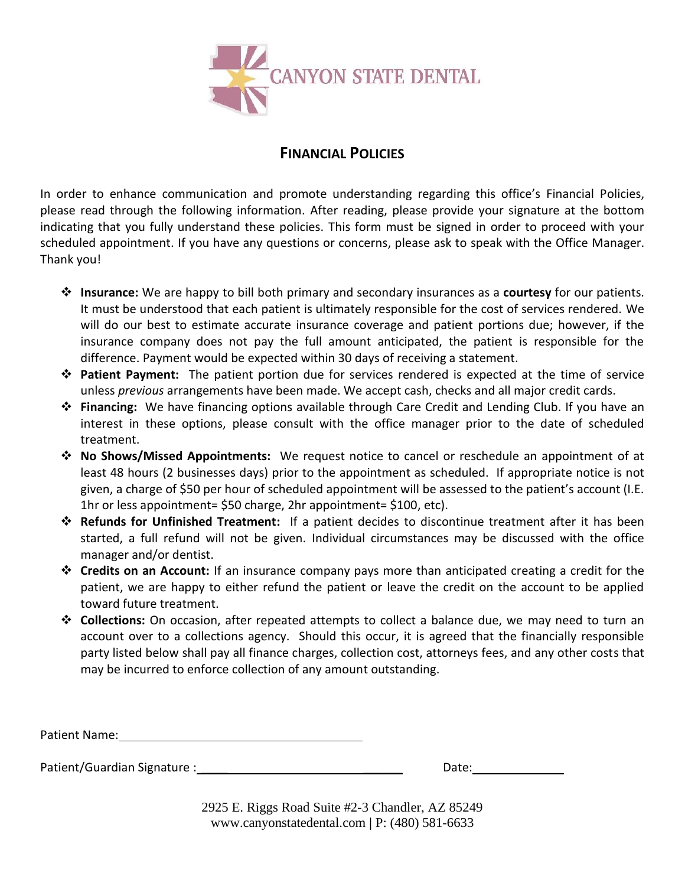CANYON STATE DENTAL

# FINANCIAL POLICIES

In order to enhance communication and promote understanding regarding this office's Financial Policies, please read through the following information. After reading, please provide your signature at the bottom indicating that you fully understand these policies. This form must be signed in order to proceed with your scheduled appointment. If you have any questions or concerns, please ask to speak with the Office Manager. Thank you!

- **Insurance:** We are happy to bill both primary and secondary insurances as a **courtesy** for our patients. It must be understood that each patient is ultimately responsible for the cost of services rendered. We will do our best to estimate accurate insurance coverage and patient portions due; however, if the insurance company does not pay the full amount anticipated, the patient is responsible for the difference. Payment would be expected within 30 days of receiving a statement.
- **Patient Payment:** The patient portion due for services rendered is expected at the time of service unless *previous* arrangements have been made. We accept cash, checks and all major credit cards.
- **Financing:** We have financing options available through Care Credit and Lending Club. If you have an interest in these options, please consult with the office manager prior to the date of scheduled treatment.
- **No Shows/Missed Appointments:** We request notice to cancel or reschedule an appointment of at least 48 hours (2 businesses days) prior to the appointment as scheduled. If appropriate notice is not given, a charge of $50 per hour of scheduled appointment will be assessed to the patient's account (I.E. 1hr or less appointment= $50 charge, 2hr appointment= $100, etc).
- **Refunds for Unfinished Treatment:** If a patient decides to discontinue treatment after it has been started, a full refund will not be given. Individual circumstances may be discussed with the office manager and/or dentist.
- **Credits on an Account:** If an insurance company pays more than anticipated creating a credit for the patient, we are happy to either refund the patient or leave the credit on the account to be applied toward future treatment.
- **Collections:** On occasion, after repeated attempts to collect a balance due, we may need to turn an account over to a collections agency. Should this occur, it is agreed that the financially responsible party listed below shall pay all finance charges, collection cost, attorneys fees, and any other costs that may be incurred to enforce collection of any amount outstanding.

Patient Name: ______________________________

Patient/Guardian Signature : ______________________________ Date: ______________

2925 E. Riggs Road Suite #2-3 Chandler, AZ 85249
www.canyonstatedental.com | P: (480) 581-6633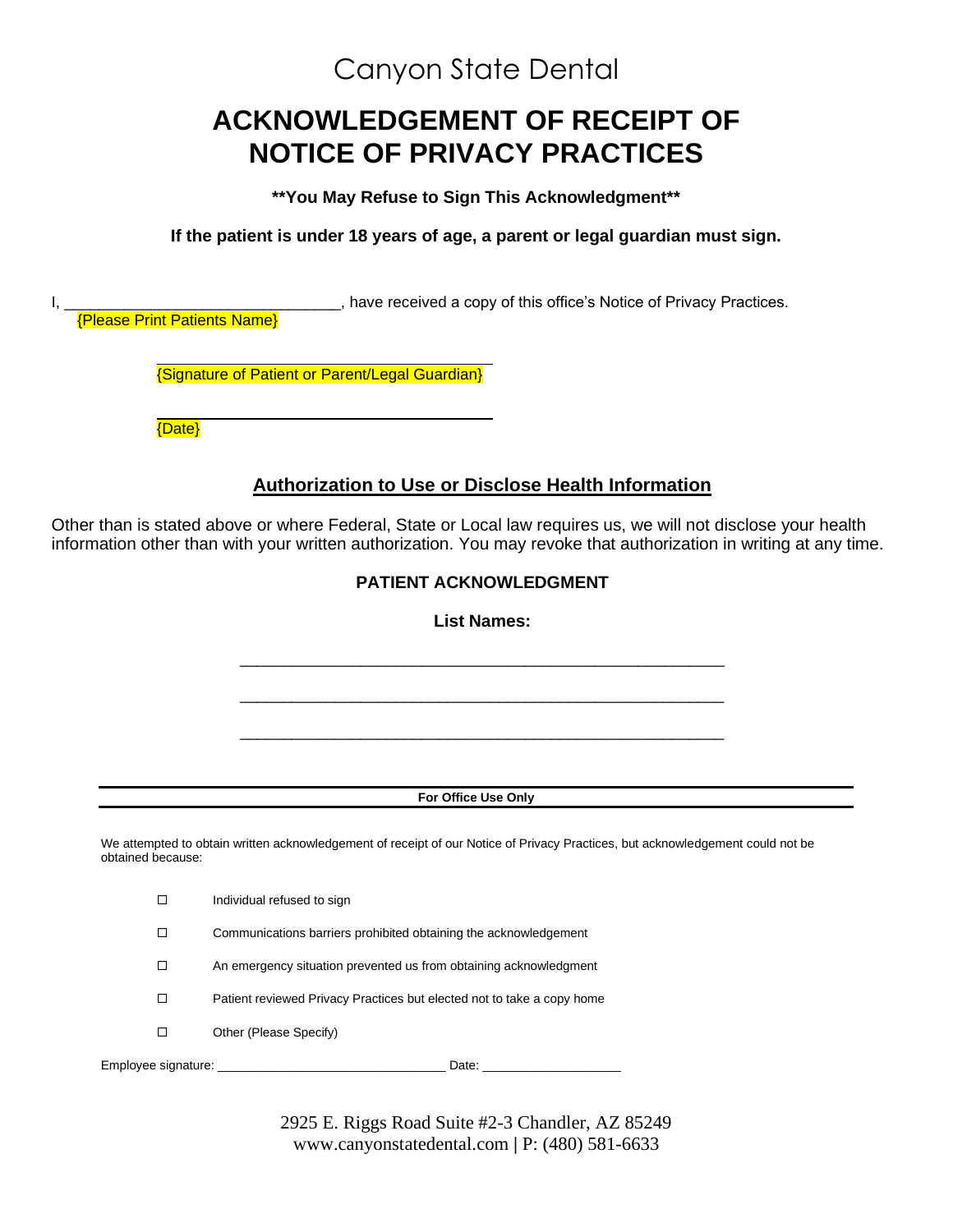Canyon State Dental

# ACKNOWLEDGEMENT OF RECEIPT OF NOTICE OF PRIVACY PRACTICES

****You May Refuse to Sign This Acknowledgment****

**If the patient is under 18 years of age, a parent or legal guardian must sign.**

I, ________________________________, have received a copy of this office's Notice of Privacy Practices.
{Please Print Patients Name}

________________________________________
{Signature of Patient or Parent/Legal Guardian}

________________________________________
{Date}

## Authorization to Use or Disclose Health Information

Other than is stated above or where Federal, State or Local law requires us, we will not disclose your health information other than with your written authorization. You may revoke that authorization in writing at any time.

### PATIENT ACKNOWLEDGMENT

**List Names:**

________________________________________________________

________________________________________________________

________________________________________________________

**For Office Use Only**

We attempted to obtain written acknowledgement of receipt of our Notice of Privacy Practices, but acknowledgement could not be obtained because:

- ☐ Individual refused to sign
- ☐ Communications barriers prohibited obtaining the acknowledgement
- ☐ An emergency situation prevented us from obtaining acknowledgment
- ☐ Patient reviewed Privacy Practices but elected not to take a copy home
- ☐ Other (Please Specify)

Employee signature: ________________________________ Date: ____________________

2925 E. Riggs Road Suite #2-3 Chandler, AZ 85249
www.canyonstatedental.com | P: (480) 581-6633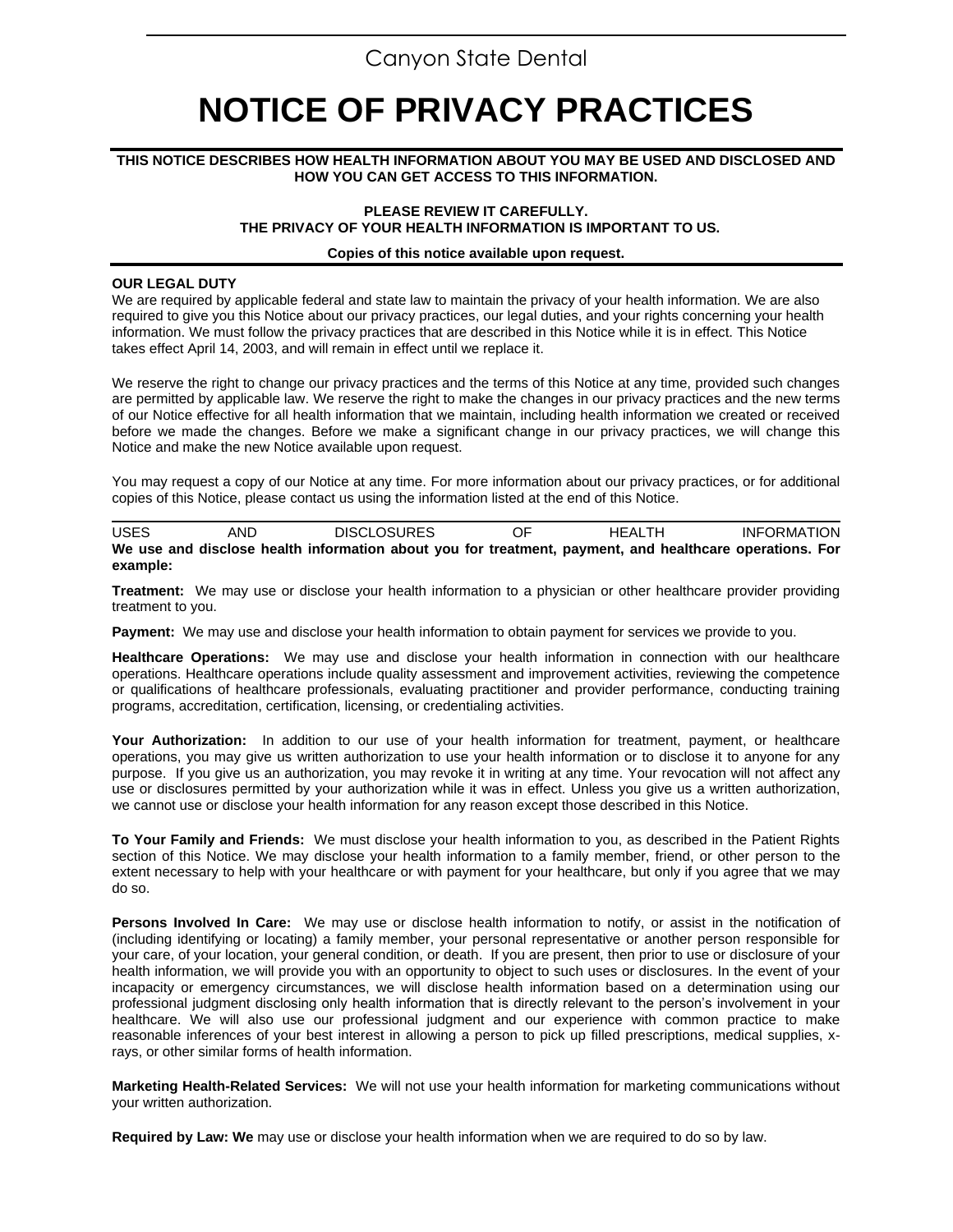Canyon State Dental

# NOTICE OF PRIVACY PRACTICES

**THIS NOTICE DESCRIBES HOW HEALTH INFORMATION ABOUT YOU MAY BE USED AND DISCLOSED AND HOW YOU CAN GET ACCESS TO THIS INFORMATION.**

**PLEASE REVIEW IT CAREFULLY.**
**THE PRIVACY OF YOUR HEALTH INFORMATION IS IMPORTANT TO US.**

**Copies of this notice available upon request.**

**OUR LEGAL DUTY**

We are required by applicable federal and state law to maintain the privacy of your health information. We are also required to give you this Notice about our privacy practices, our legal duties, and your rights concerning your health information. We must follow the privacy practices that are described in this Notice while it is in effect. This Notice takes effect April 14, 2003, and will remain in effect until we replace it.

We reserve the right to change our privacy practices and the terms of this Notice at any time, provided such changes are permitted by applicable law. We reserve the right to make the changes in our privacy practices and the new terms of our Notice effective for all health information that we maintain, including health information we created or received before we made the changes. Before we make a significant change in our privacy practices, we will change this Notice and make the new Notice available upon request.

You may request a copy of our Notice at any time. For more information about our privacy practices, or for additional copies of this Notice, please contact us using the information listed at the end of this Notice.

USES AND DISCLOSURES OF HEALTH INFORMATION

**We use and disclose health information about you for treatment, payment, and healthcare operations. For example:**

**Treatment:** We may use or disclose your health information to a physician or other healthcare provider providing treatment to you.

**Payment:** We may use and disclose your health information to obtain payment for services we provide to you.

**Healthcare Operations:** We may use and disclose your health information in connection with our healthcare operations. Healthcare operations include quality assessment and improvement activities, reviewing the competence or qualifications of healthcare professionals, evaluating practitioner and provider performance, conducting training programs, accreditation, certification, licensing, or credentialing activities.

**Your Authorization:** In addition to our use of your health information for treatment, payment, or healthcare operations, you may give us written authorization to use your health information or to disclose it to anyone for any purpose. If you give us an authorization, you may revoke it in writing at any time. Your revocation will not affect any use or disclosures permitted by your authorization while it was in effect. Unless you give us a written authorization, we cannot use or disclose your health information for any reason except those described in this Notice.

**To Your Family and Friends:** We must disclose your health information to you, as described in the Patient Rights section of this Notice. We may disclose your health information to a family member, friend, or other person to the extent necessary to help with your healthcare or with payment for your healthcare, but only if you agree that we may do so.

**Persons Involved In Care:** We may use or disclose health information to notify, or assist in the notification of (including identifying or locating) a family member, your personal representative or another person responsible for your care, of your location, your general condition, or death. If you are present, then prior to use or disclosure of your health information, we will provide you with an opportunity to object to such uses or disclosures. In the event of your incapacity or emergency circumstances, we will disclose health information based on a determination using our professional judgment disclosing only health information that is directly relevant to the person's involvement in your healthcare. We will also use our professional judgment and our experience with common practice to make reasonable inferences of your best interest in allowing a person to pick up filled prescriptions, medical supplies, x-rays, or other similar forms of health information.

**Marketing Health-Related Services:** We will not use your health information for marketing communications without your written authorization.

**Required by Law: We** may use or disclose your health information when we are required to do so by law.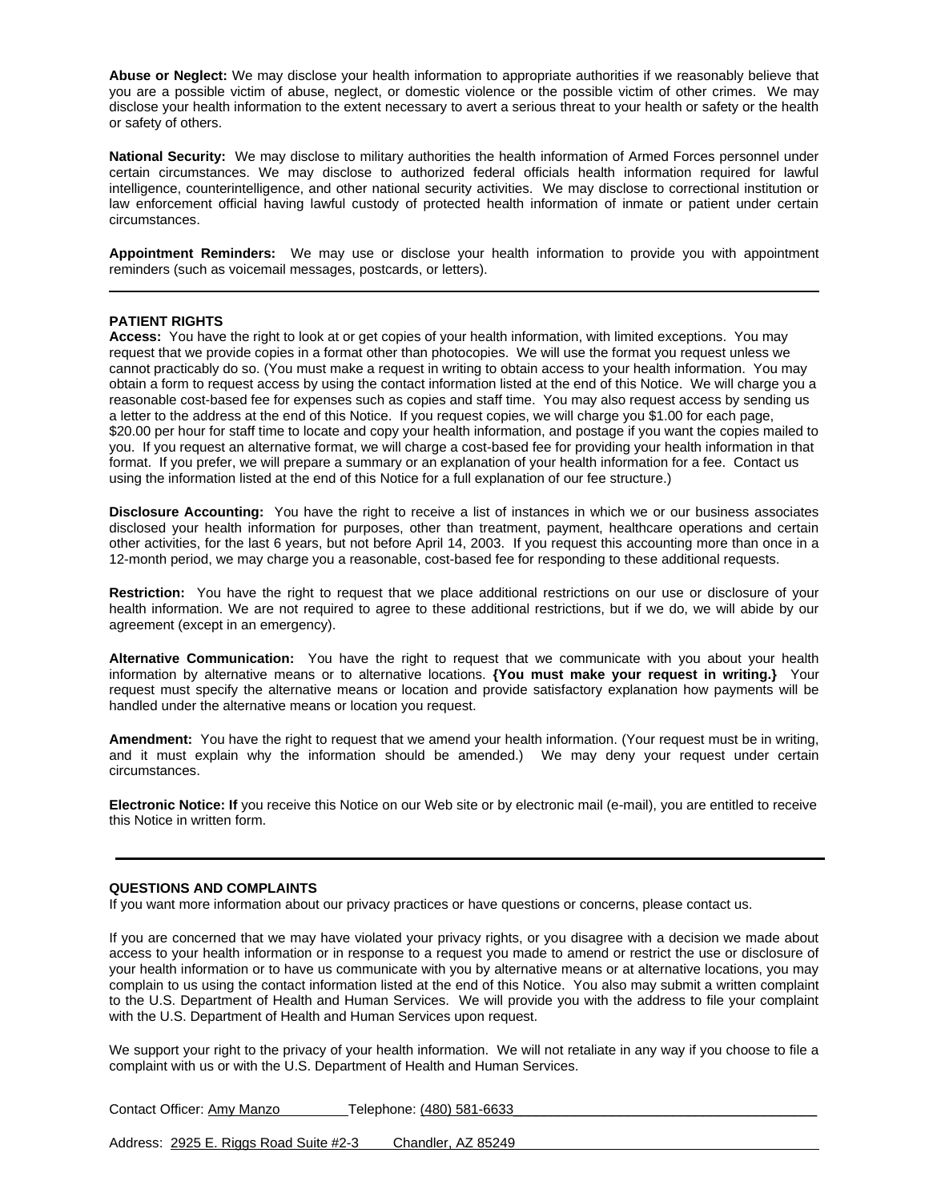**Abuse or Neglect:** We may disclose your health information to appropriate authorities if we reasonably believe that you are a possible victim of abuse, neglect, or domestic violence or the possible victim of other crimes. We may disclose your health information to the extent necessary to avert a serious threat to your health or safety or the health or safety of others.

**National Security:** We may disclose to military authorities the health information of Armed Forces personnel under certain circumstances. We may disclose to authorized federal officials health information required for lawful intelligence, counterintelligence, and other national security activities. We may disclose to correctional institution or law enforcement official having lawful custody of protected health information of inmate or patient under certain circumstances.

**Appointment Reminders:** We may use or disclose your health information to provide you with appointment reminders (such as voicemail messages, postcards, or letters).

---

**PATIENT RIGHTS**

**Access:** You have the right to look at or get copies of your health information, with limited exceptions. You may request that we provide copies in a format other than photocopies. We will use the format you request unless we cannot practicably do so. (You must make a request in writing to obtain access to your health information. You may obtain a form to request access by using the contact information listed at the end of this Notice. We will charge you a reasonable cost-based fee for expenses such as copies and staff time. You may also request access by sending us a letter to the address at the end of this Notice. If you request copies, we will charge you $1.00 for each page, $20.00 per hour for staff time to locate and copy your health information, and postage if you want the copies mailed to you. If you request an alternative format, we will charge a cost-based fee for providing your health information in that format. If you prefer, we will prepare a summary or an explanation of your health information for a fee. Contact us using the information listed at the end of this Notice for a full explanation of our fee structure.)

**Disclosure Accounting:** You have the right to receive a list of instances in which we or our business associates disclosed your health information for purposes, other than treatment, payment, healthcare operations and certain other activities, for the last 6 years, but not before April 14, 2003. If you request this accounting more than once in a 12-month period, we may charge you a reasonable, cost-based fee for responding to these additional requests.

**Restriction:** You have the right to request that we place additional restrictions on our use or disclosure of your health information. We are not required to agree to these additional restrictions, but if we do, we will abide by our agreement (except in an emergency).

**Alternative Communication:** You have the right to request that we communicate with you about your health information by alternative means or to alternative locations. **{You must make your request in writing.}** Your request must specify the alternative means or location and provide satisfactory explanation how payments will be handled under the alternative means or location you request.

**Amendment:** You have the right to request that we amend your health information. (Your request must be in writing, and it must explain why the information should be amended.) We may deny your request under certain circumstances.

**Electronic Notice: If** you receive this Notice on our Web site or by electronic mail (e-mail), you are entitled to receive this Notice in written form.

---

**QUESTIONS AND COMPLAINTS**

If you want more information about our privacy practices or have questions or concerns, please contact us.

If you are concerned that we may have violated your privacy rights, or you disagree with a decision we made about access to your health information or in response to a request you made to amend or restrict the use or disclosure of your health information or to have us communicate with you by alternative means or at alternative locations, you may complain to us using the contact information listed at the end of this Notice. You also may submit a written complaint to the U.S. Department of Health and Human Services. We will provide you with the address to file your complaint with the U.S. Department of Health and Human Services upon request.

We support your right to the privacy of your health information. We will not retaliate in any way if you choose to file a complaint with us or with the U.S. Department of Health and Human Services.

Contact Officer: Amy Manzo Telephone: (480) 581-6633

Address: 2925 E. Riggs Road Suite #2-3 Chandler, AZ 85249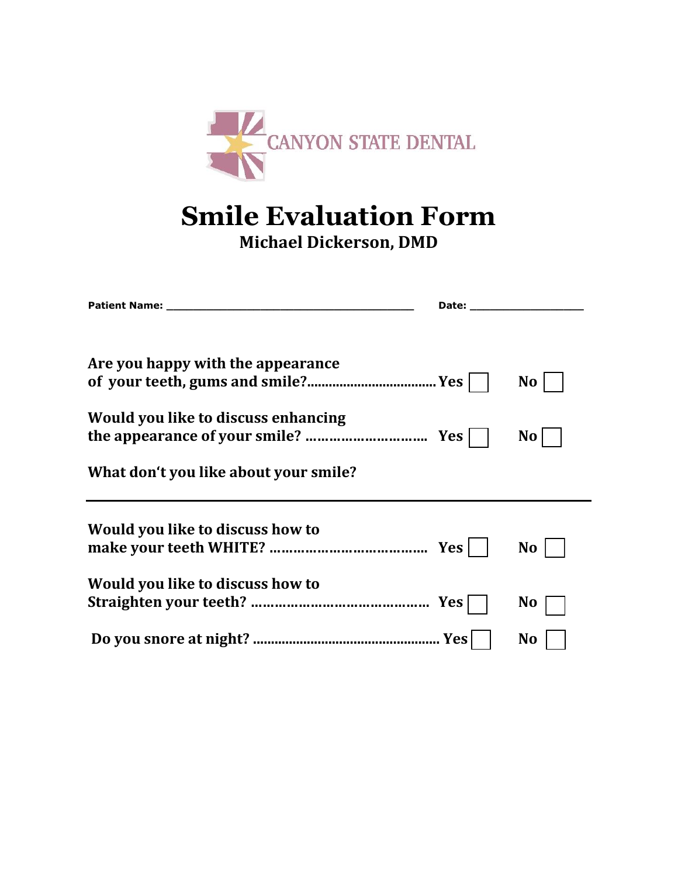CANYON STATE DENTAL

# Smile Evaluation Form

**Michael Dickerson, DMD**

**Patient Name:** ___________________________________________ **Date:** ____________________

**Are you happy with the appearance of your teeth, gums and smile?..................................... Yes ☐ No ☐**

**Would you like to discuss enhancing the appearance of your smile? ………………………… Yes ☐ No ☐**

**What don't you like about your smile?**

---

**Would you like to discuss how to make your teeth WHITE? ………………………………… Yes ☐ No ☐**

**Would you like to discuss how to Straighten your teeth? …………………………………… Yes ☐ No ☐**

**Do you snore at night? .................................................... Yes ☐ No ☐**